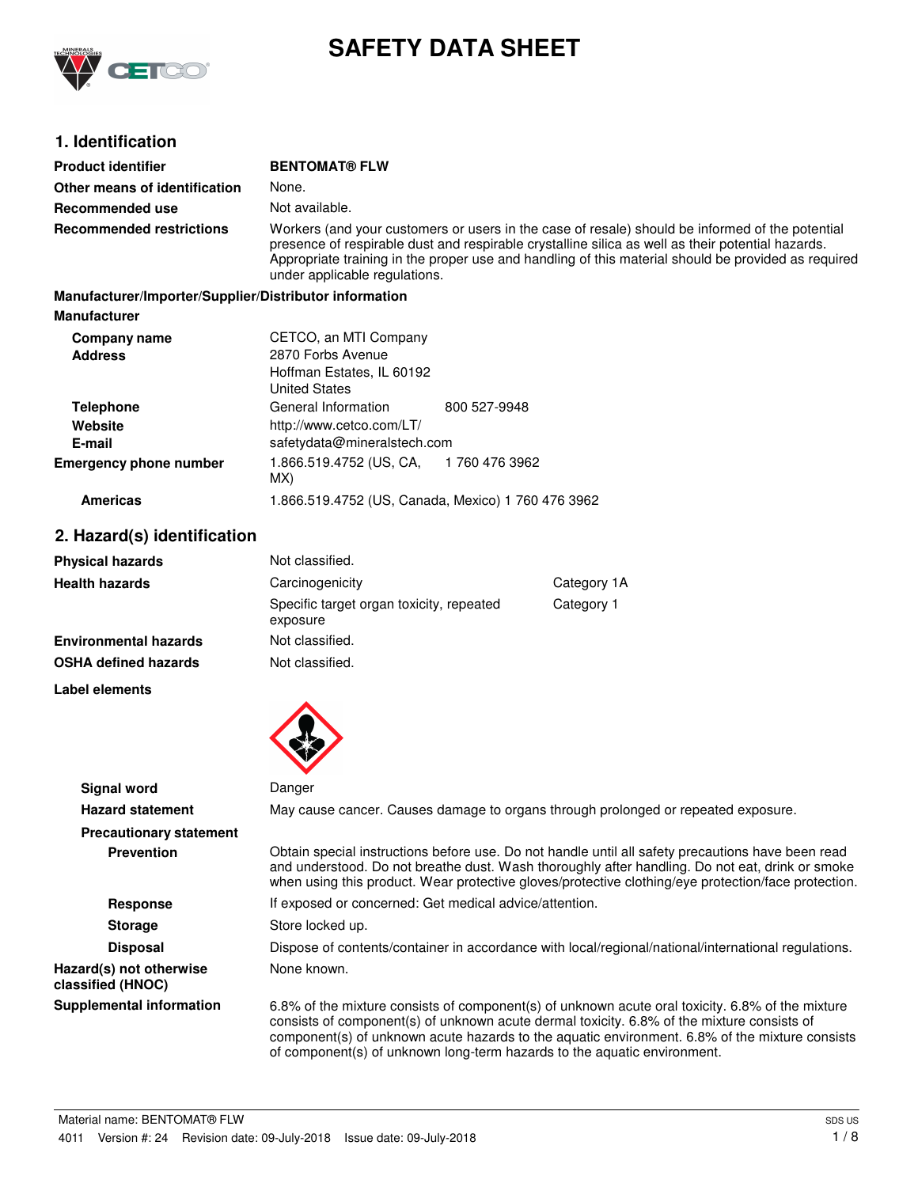# SAFETY DATA SHEET

## 1. Identification

| | |
|---|---|
| **Product identifier** | **BENTOMAT® FLW** |
| **Other means of identification** | None. |
| **Recommended use** | Not available. |
| **Recommended restrictions** | Workers (and your customers or users in the case of resale) should be informed of the potential presence of respirable dust and respirable crystalline silica as well as their potential hazards. Appropriate training in the proper use and handling of this material should be provided as required under applicable regulations. |

**Manufacturer/Importer/Supplier/Distributor information**

**Manufacturer**

| | | |
|---|---|---|
| **Company name** | CETCO, an MTI Company | |
| **Address** | 2870 Forbs Avenue<br>Hoffman Estates, IL 60192<br>United States | |
| **Telephone** | General Information | 800 527-9948 |
| **Website** | http://www.cetco.com/LT/ | |
| **E-mail** | safetydata@mineralstech.com | |
| **Emergency phone number** | 1.866.519.4752 (US, CA, MX) | 1 760 476 3962 |
| **Americas** | 1.866.519.4752 (US, Canada, Mexico) 1 760 476 3962 | |

## 2. Hazard(s) identification

| | | |
|---|---|---|
| **Physical hazards** | Not classified. | |
| **Health hazards** | Carcinogenicity | Category 1A |
| | Specific target organ toxicity, repeated exposure | Category 1 |
| **Environmental hazards** | Not classified. | |
| **OSHA defined hazards** | Not classified. | |

**Label elements**

**Signal word** Danger

**Hazard statement** May cause cancer. Causes damage to organs through prolonged or repeated exposure.

**Precautionary statement**

**Prevention** Obtain special instructions before use. Do not handle until all safety precautions have been read and understood. Do not breathe dust. Wash thoroughly after handling. Do not eat, drink or smoke when using this product. Wear protective gloves/protective clothing/eye protection/face protection.

**Response** If exposed or concerned: Get medical advice/attention.

**Storage** Store locked up.

**Disposal** Dispose of contents/container in accordance with local/regional/national/international regulations.

**Hazard(s) not otherwise classified (HNOC)** None known.

**Supplemental information** 6.8% of the mixture consists of component(s) of unknown acute oral toxicity. 6.8% of the mixture consists of component(s) of unknown acute dermal toxicity. 6.8% of the mixture consists of component(s) of unknown acute hazards to the aquatic environment. 6.8% of the mixture consists of component(s) of unknown long-term hazards to the aquatic environment.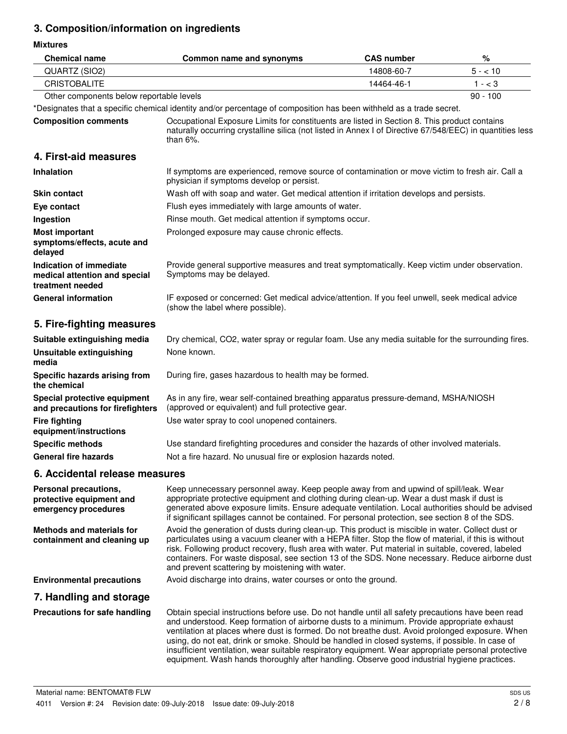## 3. Composition/information on ingredients

**Mixtures**

| Chemical name | Common name and synonyms | CAS number | % |
|---|---|---|---|
| QUARTZ (SIO2) | | 14808-60-7 | 5 - < 10 |
| CRISTOBALITE | | 14464-46-1 | 1 - < 3 |
| Other components below reportable levels | | | 90 - 100 |

*Designates that a specific chemical identity and/or percentage of composition has been withheld as a trade secret.

**Composition comments** Occupational Exposure Limits for constituents are listed in Section 8. This product contains naturally occurring crystalline silica (not listed in Annex I of Directive 67/548/EEC) in quantities less than 6%.

## 4. First-aid measures

**Inhalation** If symptoms are experienced, remove source of contamination or move victim to fresh air. Call a physician if symptoms develop or persist.

**Skin contact** Wash off with soap and water. Get medical attention if irritation develops and persists.

**Eye contact** Flush eyes immediately with large amounts of water.

**Ingestion** Rinse mouth. Get medical attention if symptoms occur.

**Most important symptoms/effects, acute and delayed** Prolonged exposure may cause chronic effects.

**Indication of immediate medical attention and special treatment needed** Provide general supportive measures and treat symptomatically. Keep victim under observation. Symptoms may be delayed.

**General information** IF exposed or concerned: Get medical advice/attention. If you feel unwell, seek medical advice (show the label where possible).

## 5. Fire-fighting measures

**Suitable extinguishing media** Dry chemical, CO2, water spray or regular foam. Use any media suitable for the surrounding fires.

**Unsuitable extinguishing media** None known.

**Specific hazards arising from the chemical** During fire, gases hazardous to health may be formed.

**Special protective equipment and precautions for firefighters** As in any fire, wear self-contained breathing apparatus pressure-demand, MSHA/NIOSH (approved or equivalent) and full protective gear.

**Fire fighting equipment/instructions** Use water spray to cool unopened containers.

**Specific methods** Use standard firefighting procedures and consider the hazards of other involved materials.

**General fire hazards** Not a fire hazard. No unusual fire or explosion hazards noted.

## 6. Accidental release measures

**Personal precautions, protective equipment and emergency procedures** Keep unnecessary personnel away. Keep people away from and upwind of spill/leak. Wear appropriate protective equipment and clothing during clean-up. Wear a dust mask if dust is generated above exposure limits. Ensure adequate ventilation. Local authorities should be advised if significant spillages cannot be contained. For personal protection, see section 8 of the SDS.

**Methods and materials for containment and cleaning up** Avoid the generation of dusts during clean-up. This product is miscible in water. Collect dust or particulates using a vacuum cleaner with a HEPA filter. Stop the flow of material, if this is without risk. Following product recovery, flush area with water. Put material in suitable, covered, labeled containers. For waste disposal, see section 13 of the SDS. None necessary. Reduce airborne dust and prevent scattering by moistening with water.

**Environmental precautions** Avoid discharge into drains, water courses or onto the ground.

## 7. Handling and storage

**Precautions for safe handling** Obtain special instructions before use. Do not handle until all safety precautions have been read and understood. Keep formation of airborne dusts to a minimum. Provide appropriate exhaust ventilation at places where dust is formed. Do not breathe dust. Avoid prolonged exposure. When using, do not eat, drink or smoke. Should be handled in closed systems, if possible. In case of insufficient ventilation, wear suitable respiratory equipment. Wear appropriate personal protective equipment. Wash hands thoroughly after handling. Observe good industrial hygiene practices.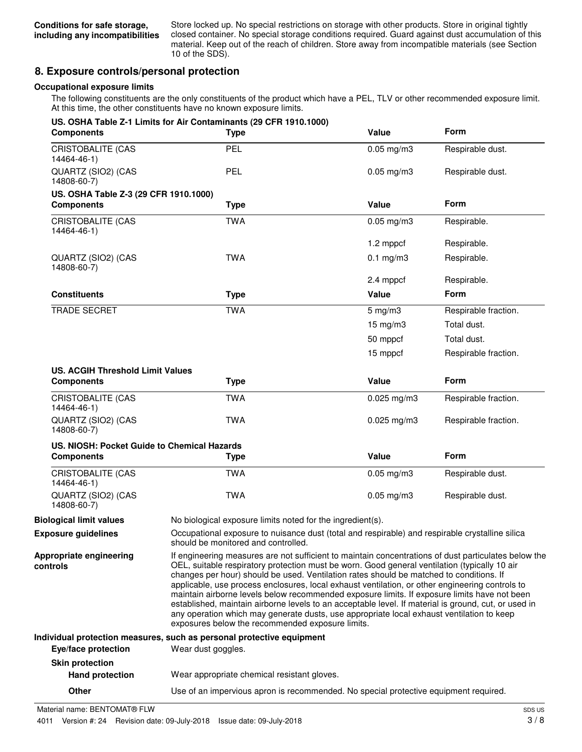**Conditions for safe storage, including any incompatibilities**

Store locked up. No special restrictions on storage with other products. Store in original tightly closed container. No special storage conditions required. Guard against dust accumulation of this material. Keep out of the reach of children. Store away from incompatible materials (see Section 10 of the SDS).

## 8. Exposure controls/personal protection

**Occupational exposure limits**

The following constituents are the only constituents of the product which have a PEL, TLV or other recommended exposure limit. At this time, the other constituents have no known exposure limits.

**US. OSHA Table Z-1 Limits for Air Contaminants (29 CFR 1910.1000)**

| Components | Type | Value | Form |
|---|---|---|---|
| CRISTOBALITE (CAS 14464-46-1) | PEL | 0.05 mg/m3 | Respirable dust. |
| QUARTZ (SIO2) (CAS 14808-60-7) | PEL | 0.05 mg/m3 | Respirable dust. |

**US. OSHA Table Z-3 (29 CFR 1910.1000)**

| Components | Type | Value | Form |
|---|---|---|---|
| CRISTOBALITE (CAS 14464-46-1) | TWA | 0.05 mg/m3 | Respirable. |
| | | 1.2 mppcf | Respirable. |
| QUARTZ (SIO2) (CAS 14808-60-7) | TWA | 0.1 mg/m3 | Respirable. |
| | | 2.4 mppcf | Respirable. |

| Constituents | Type | Value | Form |
|---|---|---|---|
| TRADE SECRET | TWA | 5 mg/m3 | Respirable fraction. |
| | | 15 mg/m3 | Total dust. |
| | | 50 mppcf | Total dust. |
| | | 15 mppcf | Respirable fraction. |

**US. ACGIH Threshold Limit Values**

| Components | Type | Value | Form |
|---|---|---|---|
| CRISTOBALITE (CAS 14464-46-1) | TWA | 0.025 mg/m3 | Respirable fraction. |
| QUARTZ (SIO2) (CAS 14808-60-7) | TWA | 0.025 mg/m3 | Respirable fraction. |

**US. NIOSH: Pocket Guide to Chemical Hazards**

| Components | Type | Value | Form |
|---|---|---|---|
| CRISTOBALITE (CAS 14464-46-1) | TWA | 0.05 mg/m3 | Respirable dust. |
| QUARTZ (SIO2) (CAS 14808-60-7) | TWA | 0.05 mg/m3 | Respirable dust. |

**Biological limit values**

No biological exposure limits noted for the ingredient(s).

**Exposure guidelines**

Occupational exposure to nuisance dust (total and respirable) and respirable crystalline silica should be monitored and controlled.

**Appropriate engineering controls**

If engineering measures are not sufficient to maintain concentrations of dust particulates below the OEL, suitable respiratory protection must be worn. Good general ventilation (typically 10 air changes per hour) should be used. Ventilation rates should be matched to conditions. If applicable, use process enclosures, local exhaust ventilation, or other engineering controls to maintain airborne levels below recommended exposure limits. If exposure limits have not been established, maintain airborne levels to an acceptable level. If material is ground, cut, or used in any operation which may generate dusts, use appropriate local exhaust ventilation to keep exposures below the recommended exposure limits.

**Individual protection measures, such as personal protective equipment**

**Eye/face protection**

Wear dust goggles.

**Skin protection**

**Hand protection**

Wear appropriate chemical resistant gloves.

**Other**

Use of an impervious apron is recommended. No special protective equipment required.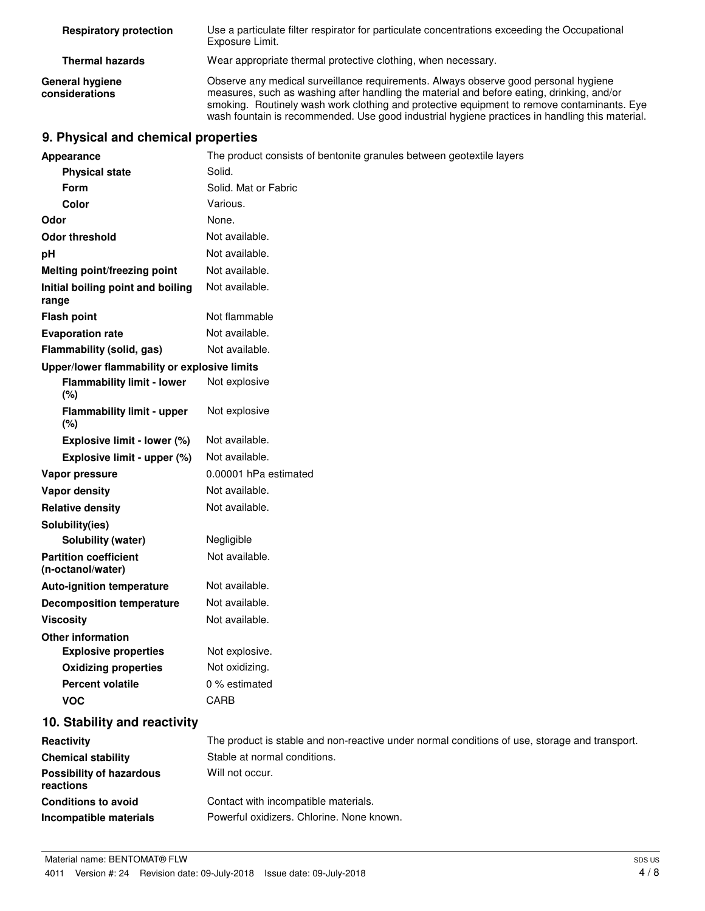| | |
|---|---|
| **Respiratory protection** | Use a particulate filter respirator for particulate concentrations exceeding the Occupational Exposure Limit. |
| **Thermal hazards** | Wear appropriate thermal protective clothing, when necessary. |
| **General hygiene considerations** | Observe any medical surveillance requirements. Always observe good personal hygiene measures, such as washing after handling the material and before eating, drinking, and/or smoking. Routinely wash work clothing and protective equipment to remove contaminants. Eye wash fountain is recommended. Use good industrial hygiene practices in handling this material. |

## 9. Physical and chemical properties

| | |
|---|---|
| **Appearance** | The product consists of bentonite granules between geotextile layers |
| **Physical state** | Solid. |
| **Form** | Solid. Mat or Fabric |
| **Color** | Various. |
| **Odor** | None. |
| **Odor threshold** | Not available. |
| **pH** | Not available. |
| **Melting point/freezing point** | Not available. |
| **Initial boiling point and boiling range** | Not available. |
| **Flash point** | Not flammable |
| **Evaporation rate** | Not available. |
| **Flammability (solid, gas)** | Not available. |
| **Upper/lower flammability or explosive limits** | |
| **Flammability limit - lower (%)** | Not explosive |
| **Flammability limit - upper (%)** | Not explosive |
| **Explosive limit - lower (%)** | Not available. |
| **Explosive limit - upper (%)** | Not available. |
| **Vapor pressure** | 0.00001 hPa estimated |
| **Vapor density** | Not available. |
| **Relative density** | Not available. |
| **Solubility(ies)** | |
| **Solubility (water)** | Negligible |
| **Partition coefficient (n-octanol/water)** | Not available. |
| **Auto-ignition temperature** | Not available. |
| **Decomposition temperature** | Not available. |
| **Viscosity** | Not available. |
| **Other information** | |
| **Explosive properties** | Not explosive. |
| **Oxidizing properties** | Not oxidizing. |
| **Percent volatile** | 0 % estimated |
| **VOC** | CARB |

## 10. Stability and reactivity

| | |
|---|---|
| **Reactivity** | The product is stable and non-reactive under normal conditions of use, storage and transport. |
| **Chemical stability** | Stable at normal conditions. |
| **Possibility of hazardous reactions** | Will not occur. |
| **Conditions to avoid** | Contact with incompatible materials. |
| **Incompatible materials** | Powerful oxidizers. Chlorine. None known. |

Material name: BENTOMAT® FLW

4011 Version #: 24 Revision date: 09-July-2018 Issue date: 09-July-2018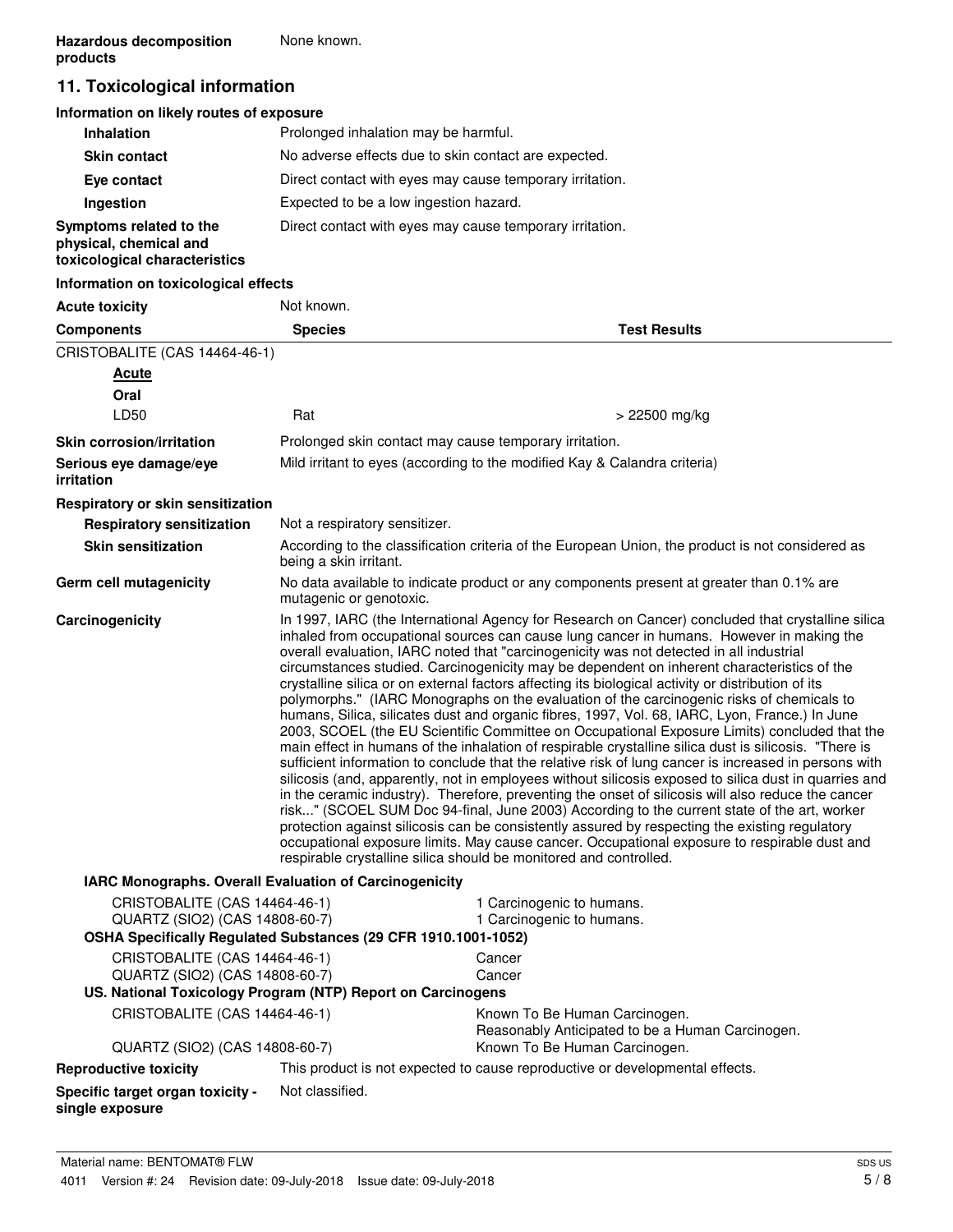| | |
|---|---|
| **Hazardous decomposition products** | None known. |

## 11. Toxicological information

**Information on likely routes of exposure**

| | |
|---|---|
| **Inhalation** | Prolonged inhalation may be harmful. |
| **Skin contact** | No adverse effects due to skin contact are expected. |
| **Eye contact** | Direct contact with eyes may cause temporary irritation. |
| **Ingestion** | Expected to be a low ingestion hazard. |
| **Symptoms related to the physical, chemical and toxicological characteristics** | Direct contact with eyes may cause temporary irritation. |

**Information on toxicological effects**

**Acute toxicity** Not known.

| Components | Species | Test Results |
|---|---|---|
| CRISTOBALITE (CAS 14464-46-1) | | |
| ***Acute*** | | |
| **Oral** | | |
| LD50 | Rat | > 22500 mg/kg |

| | |
|---|---|
| **Skin corrosion/irritation** | Prolonged skin contact may cause temporary irritation. |
| **Serious eye damage/eye irritation** | Mild irritant to eyes (according to the modified Kay & Calandra criteria) |

**Respiratory or skin sensitization**

| | |
|---|---|
| **Respiratory sensitization** | Not a respiratory sensitizer. |
| **Skin sensitization** | According to the classification criteria of the European Union, the product is not considered as being a skin irritant. |
| **Germ cell mutagenicity** | No data available to indicate product or any components present at greater than 0.1% are mutagenic or genotoxic. |

**Carcinogenicity**

In 1997, IARC (the International Agency for Research on Cancer) concluded that crystalline silica inhaled from occupational sources can cause lung cancer in humans. However in making the overall evaluation, IARC noted that "carcinogenicity was not detected in all industrial circumstances studied. Carcinogenicity may be dependent on inherent characteristics of the crystalline silica or on external factors affecting its biological activity or distribution of its polymorphs." (IARC Monographs on the evaluation of the carcinogenic risks of chemicals to humans, Silica, silicates dust and organic fibres, 1997, Vol. 68, IARC, Lyon, France.) In June 2003, SCOEL (the EU Scientific Committee on Occupational Exposure Limits) concluded that the main effect in humans of the inhalation of respirable crystalline silica dust is silicosis. "There is sufficient information to conclude that the relative risk of lung cancer is increased in persons with silicosis (and, apparently, not in employees without silicosis exposed to silica dust in quarries and in the ceramic industry). Therefore, preventing the onset of silicosis will also reduce the cancer risk..." (SCOEL SUM Doc 94-final, June 2003) According to the current state of the art, worker protection against silicosis can be consistently assured by respecting the existing regulatory occupational exposure limits. May cause cancer. Occupational exposure to respirable dust and respirable crystalline silica should be monitored and controlled.

**IARC Monographs. Overall Evaluation of Carcinogenicity**

| | |
|---|---|
| CRISTOBALITE (CAS 14464-46-1) | 1 Carcinogenic to humans. |
| QUARTZ (SIO2) (CAS 14808-60-7) | 1 Carcinogenic to humans. |

**OSHA Specifically Regulated Substances (29 CFR 1910.1001-1052)**

| | |
|---|---|
| CRISTOBALITE (CAS 14464-46-1) | Cancer |
| QUARTZ (SIO2) (CAS 14808-60-7) | Cancer |

**US. National Toxicology Program (NTP) Report on Carcinogens**

| | |
|---|---|
| CRISTOBALITE (CAS 14464-46-1) | Known To Be Human Carcinogen.<br>Reasonably Anticipated to be a Human Carcinogen. |
| QUARTZ (SIO2) (CAS 14808-60-7) | Known To Be Human Carcinogen. |

| | |
|---|---|
| **Reproductive toxicity** | This product is not expected to cause reproductive or developmental effects. |
| **Specific target organ toxicity - single exposure** | Not classified. |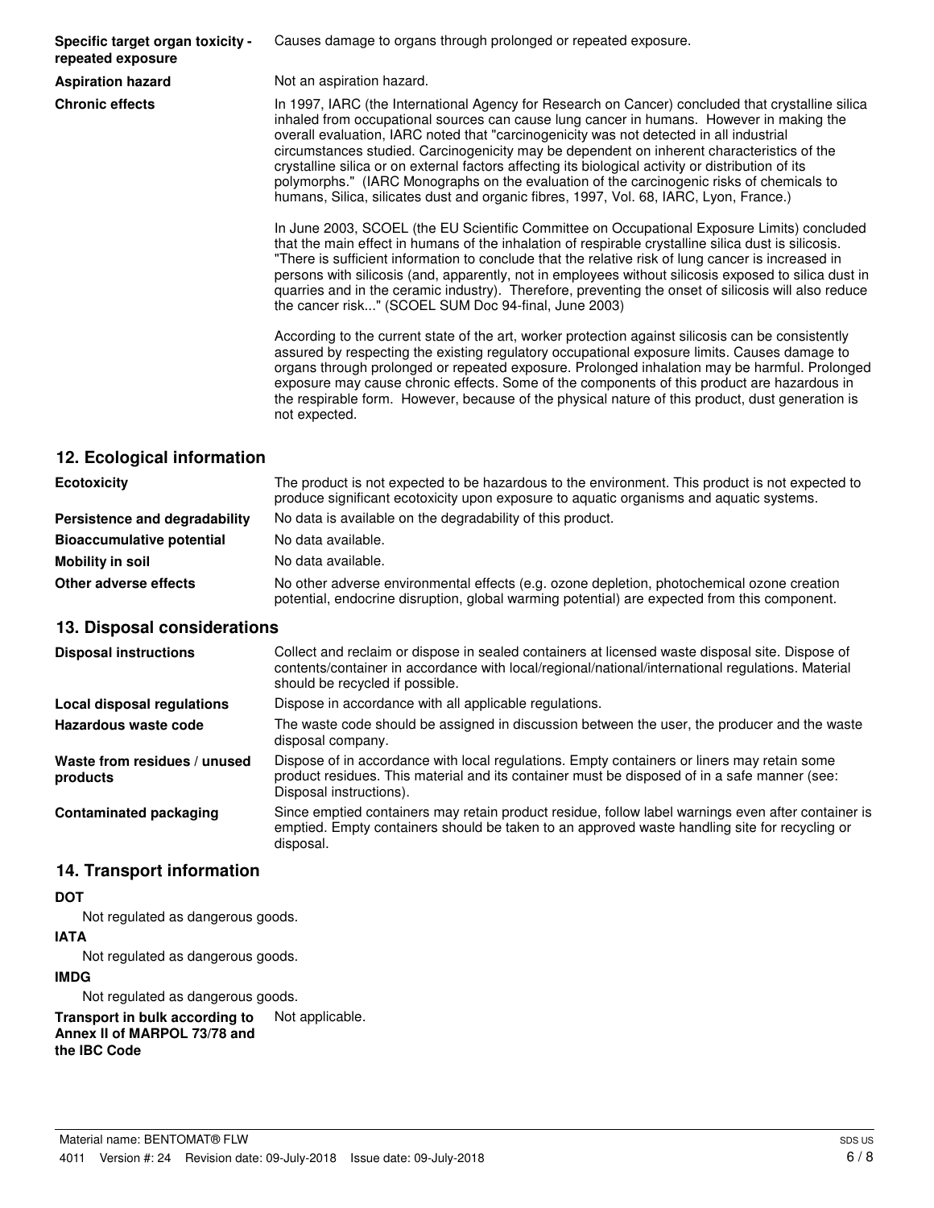| | |
|---|---|
| **Specific target organ toxicity - repeated exposure** | Causes damage to organs through prolonged or repeated exposure. |
| **Aspiration hazard** | Not an aspiration hazard. |
| **Chronic effects** | In 1997, IARC (the International Agency for Research on Cancer) concluded that crystalline silica inhaled from occupational sources can cause lung cancer in humans. However in making the overall evaluation, IARC noted that "carcinogenicity was not detected in all industrial circumstances studied. Carcinogenicity may be dependent on inherent characteristics of the crystalline silica or on external factors affecting its biological activity or distribution of its polymorphs." (IARC Monographs on the evaluation of the carcinogenic risks of chemicals to humans, Silica, silicates dust and organic fibres, 1997, Vol. 68, IARC, Lyon, France.)<br><br>In June 2003, SCOEL (the EU Scientific Committee on Occupational Exposure Limits) concluded that the main effect in humans of the inhalation of respirable crystalline silica dust is silicosis. "There is sufficient information to conclude that the relative risk of lung cancer is increased in persons with silicosis (and, apparently, not in employees without silicosis exposed to silica dust in quarries and in the ceramic industry). Therefore, preventing the onset of silicosis will also reduce the cancer risk..." (SCOEL SUM Doc 94-final, June 2003)<br><br>According to the current state of the art, worker protection against silicosis can be consistently assured by respecting the existing regulatory occupational exposure limits. Causes damage to organs through prolonged or repeated exposure. Prolonged inhalation may be harmful. Prolonged exposure may cause chronic effects. Some of the components of this product are hazardous in the respirable form. However, because of the physical nature of this product, dust generation is not expected. |

## 12. Ecological information

| | |
|---|---|
| **Ecotoxicity** | The product is not expected to be hazardous to the environment. This product is not expected to produce significant ecotoxicity upon exposure to aquatic organisms and aquatic systems. |
| **Persistence and degradability** | No data is available on the degradability of this product. |
| **Bioaccumulative potential** | No data available. |
| **Mobility in soil** | No data available. |
| **Other adverse effects** | No other adverse environmental effects (e.g. ozone depletion, photochemical ozone creation potential, endocrine disruption, global warming potential) are expected from this component. |

## 13. Disposal considerations

| | |
|---|---|
| **Disposal instructions** | Collect and reclaim or dispose in sealed containers at licensed waste disposal site. Dispose of contents/container in accordance with local/regional/national/international regulations. Material should be recycled if possible. |
| **Local disposal regulations** | Dispose in accordance with all applicable regulations. |
| **Hazardous waste code** | The waste code should be assigned in discussion between the user, the producer and the waste disposal company. |
| **Waste from residues / unused products** | Dispose of in accordance with local regulations. Empty containers or liners may retain some product residues. This material and its container must be disposed of in a safe manner (see: Disposal instructions). |
| **Contaminated packaging** | Since emptied containers may retain product residue, follow label warnings even after container is emptied. Empty containers should be taken to an approved waste handling site for recycling or disposal. |

## 14. Transport information

**DOT**

Not regulated as dangerous goods.

**IATA**

Not regulated as dangerous goods.

**IMDG**

Not regulated as dangerous goods.

**Transport in bulk according to Annex II of MARPOL 73/78 and the IBC Code** Not applicable.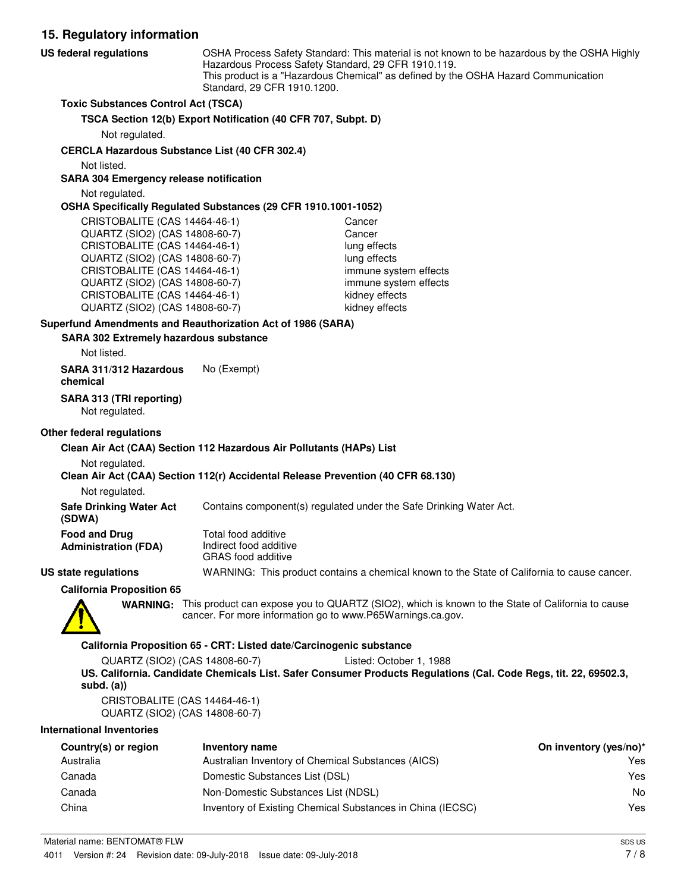## 15. Regulatory information

**US federal regulations**

OSHA Process Safety Standard: This material is not known to be hazardous by the OSHA Highly Hazardous Process Safety Standard, 29 CFR 1910.119.
This product is a "Hazardous Chemical" as defined by the OSHA Hazard Communication Standard, 29 CFR 1910.1200.

**Toxic Substances Control Act (TSCA)**

**TSCA Section 12(b) Export Notification (40 CFR 707, Subpt. D)**

Not regulated.

**CERCLA Hazardous Substance List (40 CFR 302.4)**

Not listed.

**SARA 304 Emergency release notification**

Not regulated.

**OSHA Specifically Regulated Substances (29 CFR 1910.1001-1052)**

| | |
|---|---|
| CRISTOBALITE (CAS 14464-46-1) | Cancer |
| QUARTZ (SIO2) (CAS 14808-60-7) | Cancer |
| CRISTOBALITE (CAS 14464-46-1) | lung effects |
| QUARTZ (SIO2) (CAS 14808-60-7) | lung effects |
| CRISTOBALITE (CAS 14464-46-1) | immune system effects |
| QUARTZ (SIO2) (CAS 14808-60-7) | immune system effects |
| CRISTOBALITE (CAS 14464-46-1) | kidney effects |
| QUARTZ (SIO2) (CAS 14808-60-7) | kidney effects |

**Superfund Amendments and Reauthorization Act of 1986 (SARA)**

**SARA 302 Extremely hazardous substance**

Not listed.

**SARA 311/312 Hazardous chemical** No (Exempt)

**SARA 313 (TRI reporting)**

Not regulated.

**Other federal regulations**

**Clean Air Act (CAA) Section 112 Hazardous Air Pollutants (HAPs) List**

Not regulated.

**Clean Air Act (CAA) Section 112(r) Accidental Release Prevention (40 CFR 68.130)**

Not regulated.

**Safe Drinking Water Act (SDWA)** Contains component(s) regulated under the Safe Drinking Water Act.

**Food and Drug Administration (FDA)**
Total food additive
Indirect food additive
GRAS food additive

**US state regulations** WARNING: This product contains a chemical known to the State of California to cause cancer.

**California Proposition 65**

**WARNING:** This product can expose you to QUARTZ (SIO2), which is known to the State of California to cause cancer. For more information go to www.P65Warnings.ca.gov.

**California Proposition 65 - CRT: Listed date/Carcinogenic substance**

QUARTZ (SIO2) (CAS 14808-60-7) Listed: October 1, 1988

**US. California. Candidate Chemicals List. Safer Consumer Products Regulations (Cal. Code Regs, tit. 22, 69502.3, subd. (a))**

CRISTOBALITE (CAS 14464-46-1)
QUARTZ (SIO2) (CAS 14808-60-7)

**International Inventories**

| Country(s) or region | Inventory name | On inventory (yes/no)* |
|---|---|---|
| Australia | Australian Inventory of Chemical Substances (AICS) | Yes |
| Canada | Domestic Substances List (DSL) | Yes |
| Canada | Non-Domestic Substances List (NDSL) | No |
| China | Inventory of Existing Chemical Substances in China (IECSC) | Yes |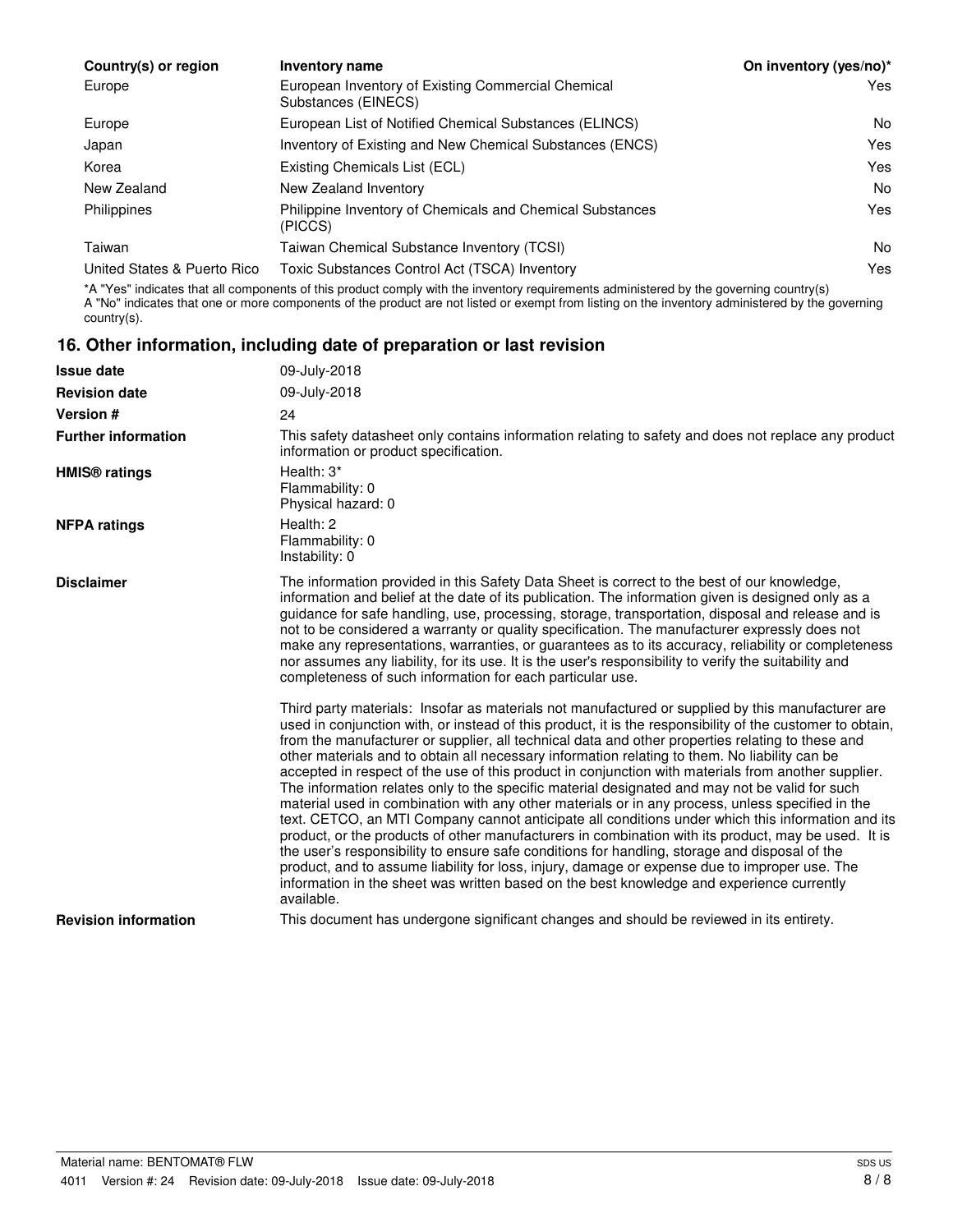| Country(s) or region | Inventory name | On inventory (yes/no)* |
| --- | --- | --- |
| Europe | European Inventory of Existing Commercial Chemical Substances (EINECS) | Yes |
| Europe | European List of Notified Chemical Substances (ELINCS) | No |
| Japan | Inventory of Existing and New Chemical Substances (ENCS) | Yes |
| Korea | Existing Chemicals List (ECL) | Yes |
| New Zealand | New Zealand Inventory | No |
| Philippines | Philippine Inventory of Chemicals and Chemical Substances (PICCS) | Yes |
| Taiwan | Taiwan Chemical Substance Inventory (TCSI) | No |
| United States & Puerto Rico | Toxic Substances Control Act (TSCA) Inventory | Yes |

*A "Yes" indicates that all components of this product comply with the inventory requirements administered by the governing country(s)
A "No" indicates that one or more components of the product are not listed or exempt from listing on the inventory administered by the governing country(s).

## 16. Other information, including date of preparation or last revision

**Issue date** 09-July-2018

**Revision date** 09-July-2018

**Version #** 24

**Further information** This safety datasheet only contains information relating to safety and does not replace any product information or product specification.

**HMIS® ratings**
Health: 3*
Flammability: 0
Physical hazard: 0

**NFPA ratings**
Health: 2
Flammability: 0
Instability: 0

**Disclaimer** The information provided in this Safety Data Sheet is correct to the best of our knowledge, information and belief at the date of its publication. The information given is designed only as a guidance for safe handling, use, processing, storage, transportation, disposal and release and is not to be considered a warranty or quality specification. The manufacturer expressly does not make any representations, warranties, or guarantees as to its accuracy, reliability or completeness nor assumes any liability, for its use. It is the user's responsibility to verify the suitability and completeness of such information for each particular use.

Third party materials: Insofar as materials not manufactured or supplied by this manufacturer are used in conjunction with, or instead of this product, it is the responsibility of the customer to obtain, from the manufacturer or supplier, all technical data and other properties relating to these and other materials and to obtain all necessary information relating to them. No liability can be accepted in respect of the use of this product in conjunction with materials from another supplier. The information relates only to the specific material designated and may not be valid for such material used in combination with any other materials or in any process, unless specified in the text. CETCO, an MTI Company cannot anticipate all conditions under which this information and its product, or the products of other manufacturers in combination with its product, may be used. It is the user's responsibility to ensure safe conditions for handling, storage and disposal of the product, and to assume liability for loss, injury, damage or expense due to improper use. The information in the sheet was written based on the best knowledge and experience currently available.

**Revision information** This document has undergone significant changes and should be reviewed in its entirety.